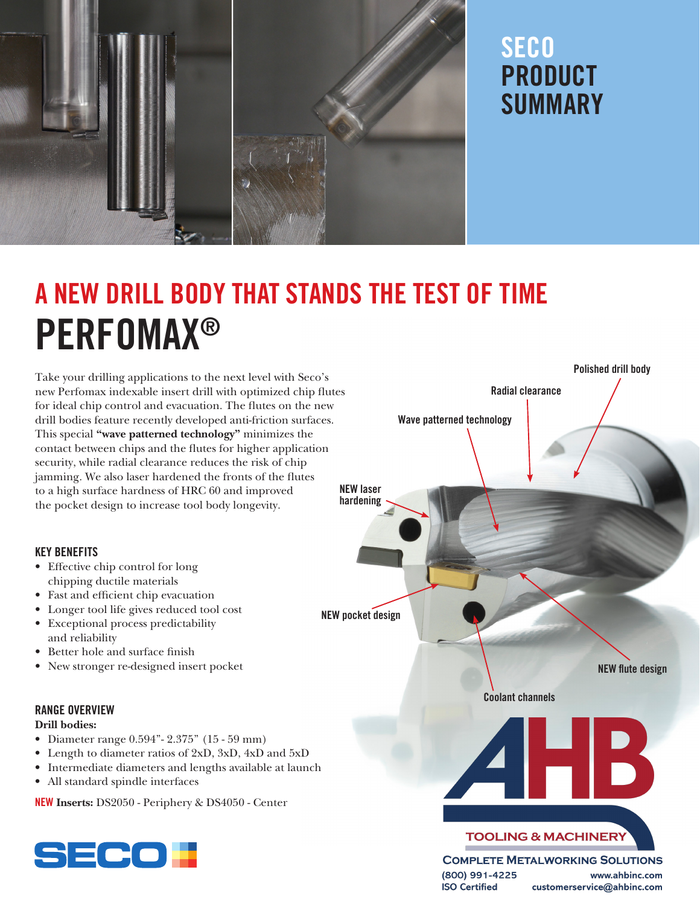# SECO PRODUCT SUMMARY

## A NEW DRILL BODY THAT STANDS THE TEST OF TIME

# PERFOMAX®

Take your drilling applications to the next level with Seco's new Perfomax indexable insert drill with optimized chip flutes for ideal chip control and evacuation. The flutes on the new drill bodies feature recently developed anti-friction surfaces. This special **"wave patterned technology"** minimizes the contact between chips and the flutes for higher application security, while radial clearance reduces the risk of chip jamming. We also laser hardened the fronts of the flutes to a high surface hardness of HRC 60 and improved the pocket design to increase tool body longevity.

Polished drill body

Radial clearance

Wave patterned technology

NEW laser hardening

NEW pocket design

NEW flute design

Coolant channels

### KEY BENEFITS

- Effective chip control for long chipping ductile materials
- Fast and efficient chip evacuation
- Longer tool life gives reduced tool cost
- Exceptional process predictability and reliability
- Better hole and surface finish
- New stronger re-designed insert pocket

### RANGE OVERVIEW

**Drill bodies:**

- Diameter range 0.594"- 2.375" (15 - 59 mm)
- Length to diameter ratios of 2xD, 3xD, 4xD and 5xD
- Intermediate diameters and lengths available at launch
- All standard spindle interfaces

NEW **Inserts:** DS2050 - Periphery & DS4050 - Center

SECO

AHB TOOLING & MACHINERY

COMPLETE METALWORKING SOLUTIONS

(800) 991-4225 www.ahbinc.com

ISO Certified customerservice@ahbinc.com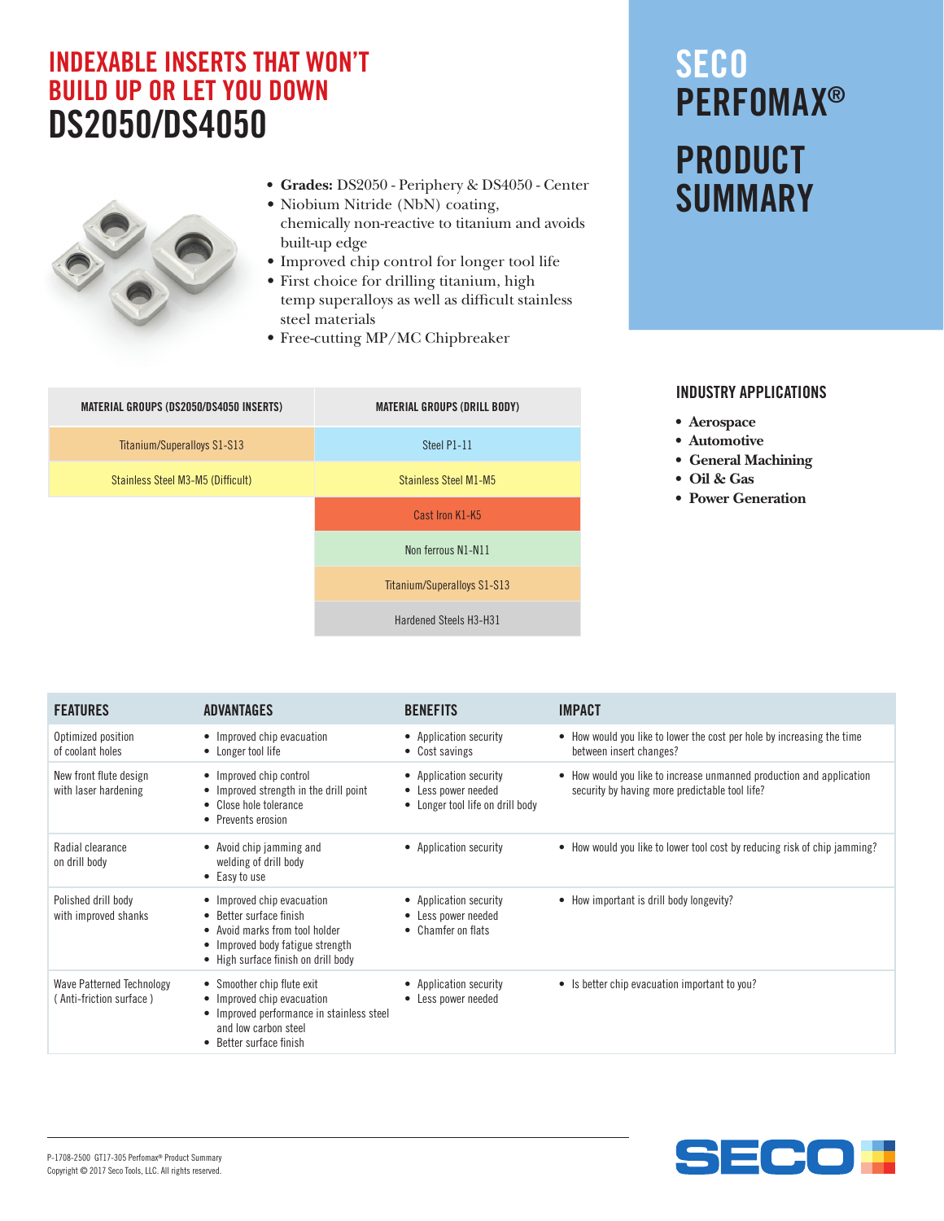# INDEXABLE INSERTS THAT WON'T BUILD UP OR LET YOU DOWN

# DS2050/DS4050

- **Grades:** DS2050 - Periphery & DS4050 - Center
- Niobium Nitride (NbN) coating, chemically non-reactive to titanium and avoids built-up edge
- Improved chip control for longer tool life
- First choice for drilling titanium, high temp superalloys as well as difficult stainless steel materials
- Free-cutting MP/MC Chipbreaker

# SECO PERFOMAX®

# PRODUCT SUMMARY

| MATERIAL GROUPS (DS2050/DS4050 INSERTS) | MATERIAL GROUPS (DRILL BODY) |
| --- | --- |
| Titanium/Superalloys S1-S13 | Steel P1-11 |
| Stainless Steel M3-M5 (Difficult) | Stainless Steel M1-M5 |
| | Cast Iron K1-K5 |
| | Non ferrous N1-N11 |
| | Titanium/Superalloys S1-S13 |
| | Hardened Steels H3-H31 |

## INDUSTRY APPLICATIONS

- **Aerospace**
- **Automotive**
- **General Machining**
- **Oil & Gas**
- **Power Generation**

| FEATURES | ADVANTAGES | BENEFITS | IMPACT |
| --- | --- | --- | --- |
| Optimized position of coolant holes | • Improved chip evacuation<br>• Longer tool life | • Application security<br>• Cost savings | • How would you like to lower the cost per hole by increasing the time between insert changes? |
| New front flute design with laser hardening | • Improved chip control<br>• Improved strength in the drill point<br>• Close hole tolerance<br>• Prevents erosion | • Application security<br>• Less power needed<br>• Longer tool life on drill body | • How would you like to increase unmanned production and application security by having more predictable tool life? |
| Radial clearance on drill body | • Avoid chip jamming and welding of drill body<br>• Easy to use | • Application security | • How would you like to lower tool cost by reducing risk of chip jamming? |
| Polished drill body with improved shanks | • Improved chip evacuation<br>• Better surface finish<br>• Avoid marks from tool holder<br>• Improved body fatigue strength<br>• High surface finish on drill body | • Application security<br>• Less power needed<br>• Chamfer on flats | • How important is drill body longevity? |
| Wave Patterned Technology ( Anti-friction surface ) | • Smoother chip flute exit<br>• Improved chip evacuation<br>• Improved performance in stainless steel and low carbon steel<br>• Better surface finish | • Application security<br>• Less power needed | • Is better chip evacuation important to you? |

P-1708-2500 GT17-305 Perfomax® Product Summary
Copyright © 2017 Seco Tools, LLC. All rights reserved.

SECO